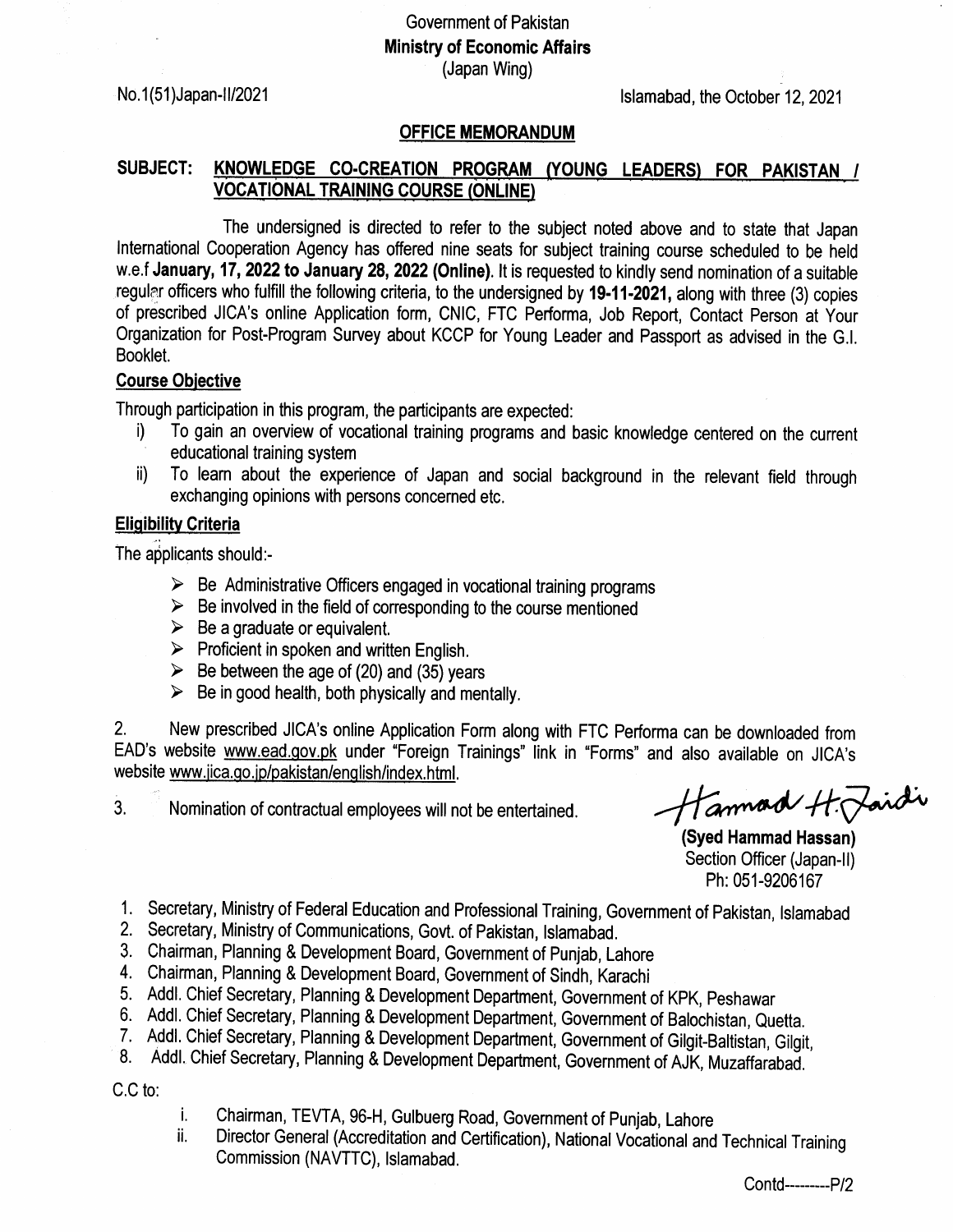Government of Pakistan
**Ministry of Economic Affairs**
(Japan Wing)

No.1(51)Japan-II/2021

Islamabad, the October 12, 2021

**OFFICE MEMORANDUM**

**SUBJECT: KNOWLEDGE CO-CREATION PROGRAM (YOUNG LEADERS) FOR PAKISTAN / VOCATIONAL TRAINING COURSE (ONLINE)**

The undersigned is directed to refer to the subject noted above and to state that Japan International Cooperation Agency has offered nine seats for subject training course scheduled to be held w.e.f **January, 17, 2022 to January 28, 2022 (Online)**. It is requested to kindly send nomination of a suitable regular officers who fulfill the following criteria, to the undersigned by **19-11-2021,** along with three (3) copies of prescribed JICA's online Application form, CNIC, FTC Performa, Job Report, Contact Person at Your Organization for Post-Program Survey about KCCP for Young Leader and Passport as advised in the G.I. Booklet.

**Course Objective**

Through participation in this program, the participants are expected:

i) To gain an overview of vocational training programs and basic knowledge centered on the current educational training system
ii) To learn about the experience of Japan and social background in the relevant field through exchanging opinions with persons concerned etc.

**Eligibility Criteria**

The applicants should:-

- Be Administrative Officers engaged in vocational training programs
- Be involved in the field of corresponding to the course mentioned
- Be a graduate or equivalent.
- Proficient in spoken and written English.
- Be between the age of (20) and (35) years
- Be in good health, both physically and mentally.

2. New prescribed JICA's online Application Form along with FTC Performa can be downloaded from EAD's website www.ead.gov.pk under "Foreign Trainings" link in "Forms" and also available on JICA's website www.jica.go.jp/pakistan/english/index.html.

3. Nomination of contractual employees will not be entertained.

Hammad H. Zaidi
**(Syed Hammad Hassan)**
Section Officer (Japan-II)
Ph: 051-9206167

1. Secretary, Ministry of Federal Education and Professional Training, Government of Pakistan, Islamabad
2. Secretary, Ministry of Communications, Govt. of Pakistan, Islamabad.
3. Chairman, Planning & Development Board, Government of Punjab, Lahore
4. Chairman, Planning & Development Board, Government of Sindh, Karachi
5. Addl. Chief Secretary, Planning & Development Department, Government of KPK, Peshawar
6. Addl. Chief Secretary, Planning & Development Department, Government of Balochistan, Quetta.
7. Addl. Chief Secretary, Planning & Development Department, Government of Gilgit-Baltistan, Gilgit,
8. Addl. Chief Secretary, Planning & Development Department, Government of AJK, Muzaffarabad.

C.C to:

i. Chairman, TEVTA, 96-H, Gulbuerg Road, Government of Punjab, Lahore
ii. Director General (Accreditation and Certification), National Vocational and Technical Training Commission (NAVTTC), Islamabad.

Contd---------P/2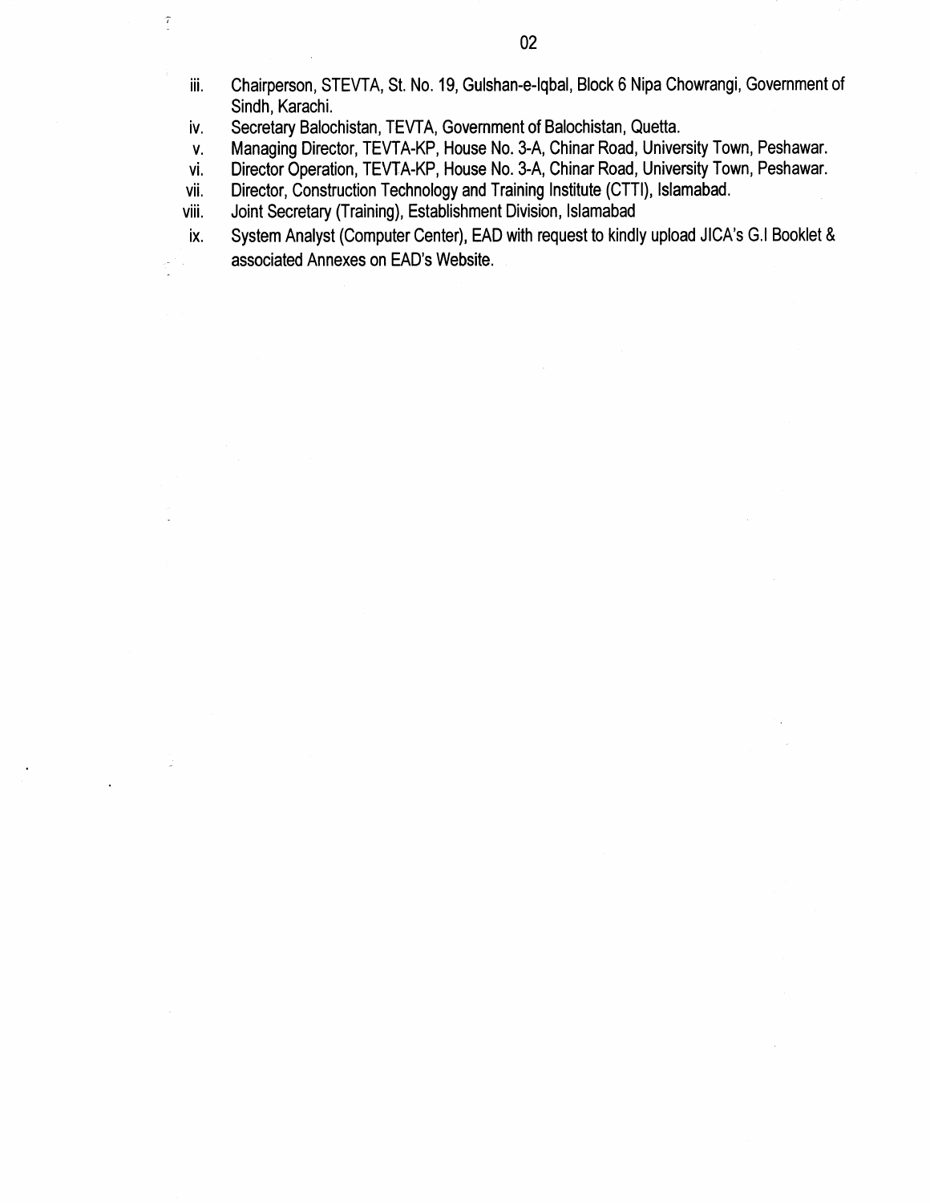iii. Chairperson, STEVTA, St. No. 19, Gulshan-e-Iqbal, Block 6 Nipa Chowrangi, Government of Sindh, Karachi.
iv. Secretary Balochistan, TEVTA, Government of Balochistan, Quetta.
v. Managing Director, TEVTA-KP, House No. 3-A, Chinar Road, University Town, Peshawar.
vi. Director Operation, TEVTA-KP, House No. 3-A, Chinar Road, University Town, Peshawar.
vii. Director, Construction Technology and Training Institute (CTTI), Islamabad.
viii. Joint Secretary (Training), Establishment Division, Islamabad
ix. System Analyst (Computer Center), EAD with request to kindly upload JICA's G.I Booklet & associated Annexes on EAD's Website.